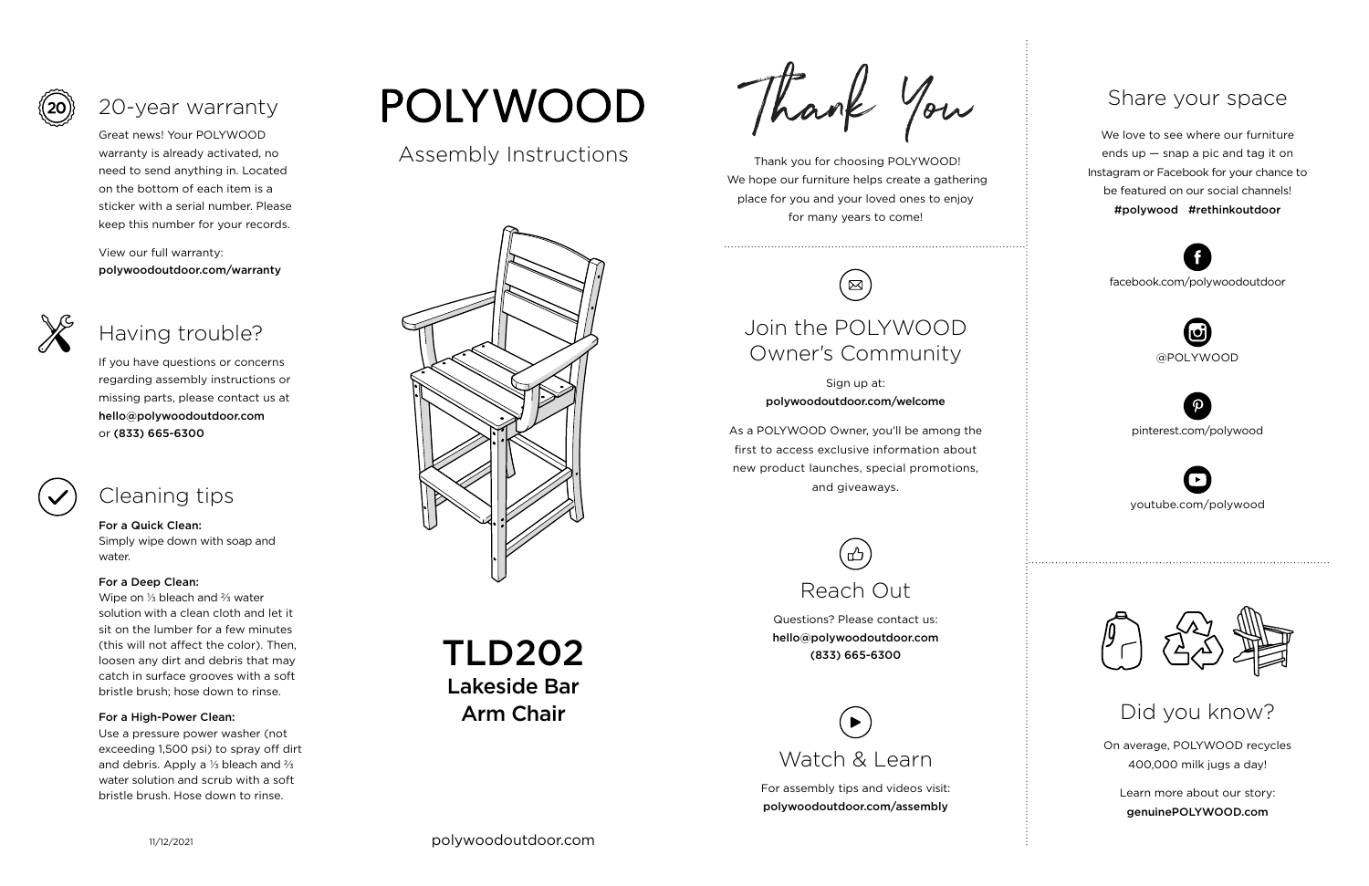## 20-year warranty

Great news! Your POLYWOOD warranty is already activated, no need to send anything in. Located on the bottom of each item is a sticker with a serial number. Please keep this number for your records.

View our full warranty:
**polywoodoutdoor.com/warranty**

## Having trouble?

If you have questions or concerns regarding assembly instructions or missing parts, please contact us at **hello@polywoodoutdoor.com** or **(833) 665-6300**

## Cleaning tips

**For a Quick Clean:**
Simply wipe down with soap and water.

**For a Deep Clean:**
Wipe on ⅓ bleach and ⅔ water solution with a clean cloth and let it sit on the lumber for a few minutes (this will not affect the color). Then, loosen any dirt and debris that may catch in surface grooves with a soft bristle brush; hose down to rinse.

**For a High-Power Clean:**
Use a pressure power washer (not exceeding 1,500 psi) to spray off dirt and debris. Apply a ⅓ bleach and ⅔ water solution and scrub with a soft bristle brush. Hose down to rinse.

11/12/2021

# POLYWOOD

Assembly Instructions

# TLD202

## Lakeside Bar Arm Chair

polywoodoutdoor.com

# Thank You

Thank you for choosing POLYWOOD! We hope our furniture helps create a gathering place for you and your loved ones to enjoy for many years to come!

## Join the POLYWOOD Owner's Community

Sign up at:
**polywoodoutdoor.com/welcome**

As a POLYWOOD Owner, you'll be among the first to access exclusive information about new product launches, special promotions, and giveaways.

## Reach Out

Questions? Please contact us:
**hello@polywoodoutdoor.com**
**(833) 665-6300**

## Watch & Learn

For assembly tips and videos visit:
**polywoodoutdoor.com/assembly**

## Share your space

We love to see where our furniture ends up — snap a pic and tag it on Instagram or Facebook for your chance to be featured on our social channels!
**#polywood #rethinkoutdoor**

facebook.com/polywoodoutdoor

@POLYWOOD

pinterest.com/polywood

youtube.com/polywood

## Did you know?

On average, POLYWOOD recycles 400,000 milk jugs a day!

Learn more about our story:
**genuinePOLYWOOD.com**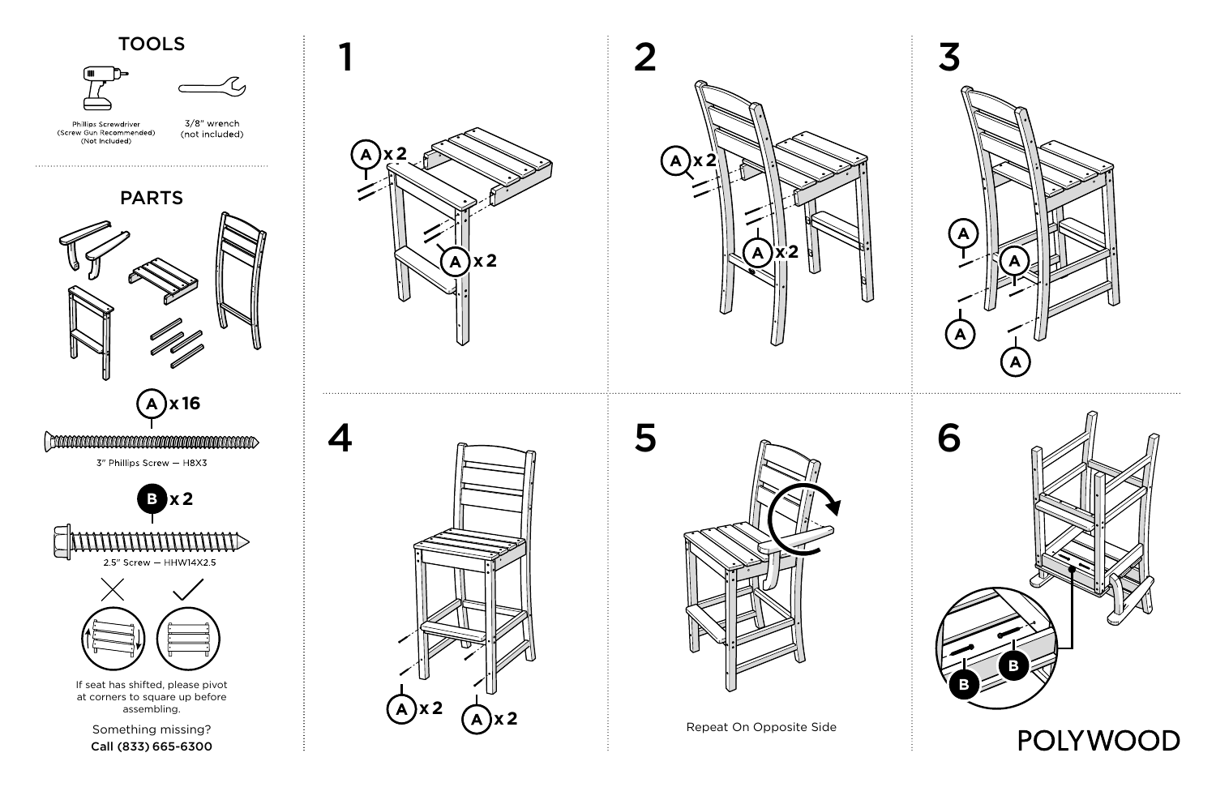## TOOLS

Phillips Screwdriver
(Screw Gun Recommended)
(Not Included)

3/8" wrench
(not included)

## PARTS

A x 16

3" Phillips Screw — H8X3

B x 2

2.5" Screw — HHW14X2.5

If seat has shifted, please pivot at corners to square up before assembling.

Something missing?
**Call (833) 665-6300**

## 1

A x 2

A x 2

## 2

A x 2

A x 2

## 3

A

A

A

A

## 4

A x 2

A x 2

## 5

Repeat On Opposite Side

## 6

B

B

POLYWOOD